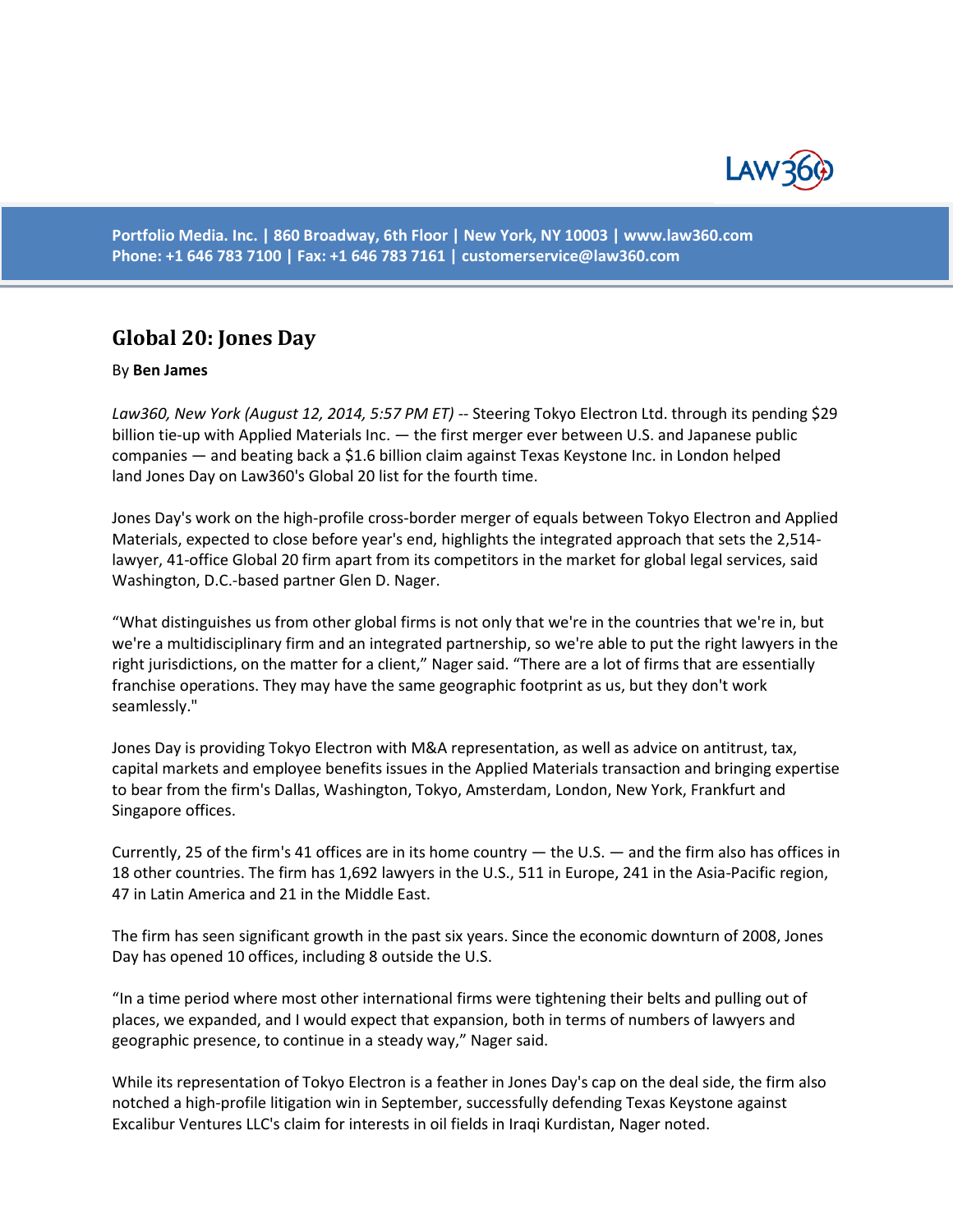Portfolio Media. Inc. | 860 Broadway, 6th Floor | New York, NY 10003 | www.law360.com
Phone: +1 646 783 7100 | Fax: +1 646 783 7161 | customerservice@law360.com

# Global 20: Jones Day

By **Ben James**

*Law360, New York (August 12, 2014, 5:57 PM ET)* -- Steering Tokyo Electron Ltd. through its pending $29 billion tie-up with Applied Materials Inc. — the first merger ever between U.S. and Japanese public companies — and beating back a $1.6 billion claim against Texas Keystone Inc. in London helped land Jones Day on Law360's Global 20 list for the fourth time.

Jones Day's work on the high-profile cross-border merger of equals between Tokyo Electron and Applied Materials, expected to close before year's end, highlights the integrated approach that sets the 2,514-lawyer, 41-office Global 20 firm apart from its competitors in the market for global legal services, said Washington, D.C.-based partner Glen D. Nager.

"What distinguishes us from other global firms is not only that we're in the countries that we're in, but we're a multidisciplinary firm and an integrated partnership, so we're able to put the right lawyers in the right jurisdictions, on the matter for a client," Nager said. "There are a lot of firms that are essentially franchise operations. They may have the same geographic footprint as us, but they don't work seamlessly."

Jones Day is providing Tokyo Electron with M&A representation, as well as advice on antitrust, tax, capital markets and employee benefits issues in the Applied Materials transaction and bringing expertise to bear from the firm's Dallas, Washington, Tokyo, Amsterdam, London, New York, Frankfurt and Singapore offices.

Currently, 25 of the firm's 41 offices are in its home country — the U.S. — and the firm also has offices in 18 other countries. The firm has 1,692 lawyers in the U.S., 511 in Europe, 241 in the Asia-Pacific region, 47 in Latin America and 21 in the Middle East.

The firm has seen significant growth in the past six years. Since the economic downturn of 2008, Jones Day has opened 10 offices, including 8 outside the U.S.

"In a time period where most other international firms were tightening their belts and pulling out of places, we expanded, and I would expect that expansion, both in terms of numbers of lawyers and geographic presence, to continue in a steady way," Nager said.

While its representation of Tokyo Electron is a feather in Jones Day's cap on the deal side, the firm also notched a high-profile litigation win in September, successfully defending Texas Keystone against Excalibur Ventures LLC's claim for interests in oil fields in Iraqi Kurdistan, Nager noted.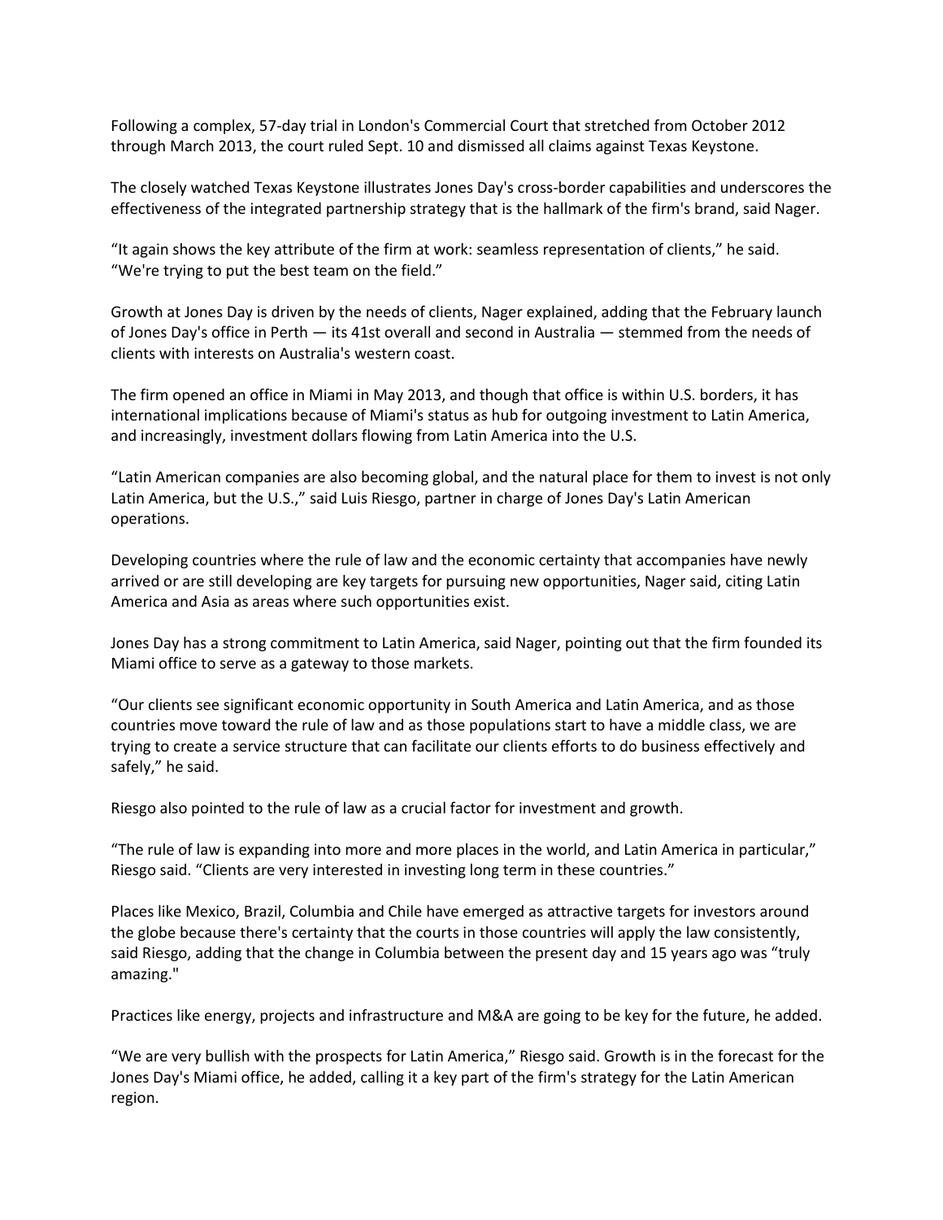Following a complex, 57-day trial in London's Commercial Court that stretched from October 2012 through March 2013, the court ruled Sept. 10 and dismissed all claims against Texas Keystone.

The closely watched Texas Keystone illustrates Jones Day's cross-border capabilities and underscores the effectiveness of the integrated partnership strategy that is the hallmark of the firm's brand, said Nager.

“It again shows the key attribute of the firm at work: seamless representation of clients,” he said. “We're trying to put the best team on the field.”

Growth at Jones Day is driven by the needs of clients, Nager explained, adding that the February launch of Jones Day's office in Perth — its 41st overall and second in Australia — stemmed from the needs of clients with interests on Australia's western coast.

The firm opened an office in Miami in May 2013, and though that office is within U.S. borders, it has international implications because of Miami's status as hub for outgoing investment to Latin America, and increasingly, investment dollars flowing from Latin America into the U.S.

“Latin American companies are also becoming global, and the natural place for them to invest is not only Latin America, but the U.S.,” said Luis Riesgo, partner in charge of Jones Day's Latin American operations.

Developing countries where the rule of law and the economic certainty that accompanies have newly arrived or are still developing are key targets for pursuing new opportunities, Nager said, citing Latin America and Asia as areas where such opportunities exist.

Jones Day has a strong commitment to Latin America, said Nager, pointing out that the firm founded its Miami office to serve as a gateway to those markets.

“Our clients see significant economic opportunity in South America and Latin America, and as those countries move toward the rule of law and as those populations start to have a middle class, we are trying to create a service structure that can facilitate our clients efforts to do business effectively and safely,” he said.

Riesgo also pointed to the rule of law as a crucial factor for investment and growth.

“The rule of law is expanding into more and more places in the world, and Latin America in particular,” Riesgo said. “Clients are very interested in investing long term in these countries.”

Places like Mexico, Brazil, Columbia and Chile have emerged as attractive targets for investors around the globe because there's certainty that the courts in those countries will apply the law consistently, said Riesgo, adding that the change in Columbia between the present day and 15 years ago was “truly amazing."

Practices like energy, projects and infrastructure and M&A are going to be key for the future, he added.

“We are very bullish with the prospects for Latin America,” Riesgo said. Growth is in the forecast for the Jones Day's Miami office, he added, calling it a key part of the firm's strategy for the Latin American region.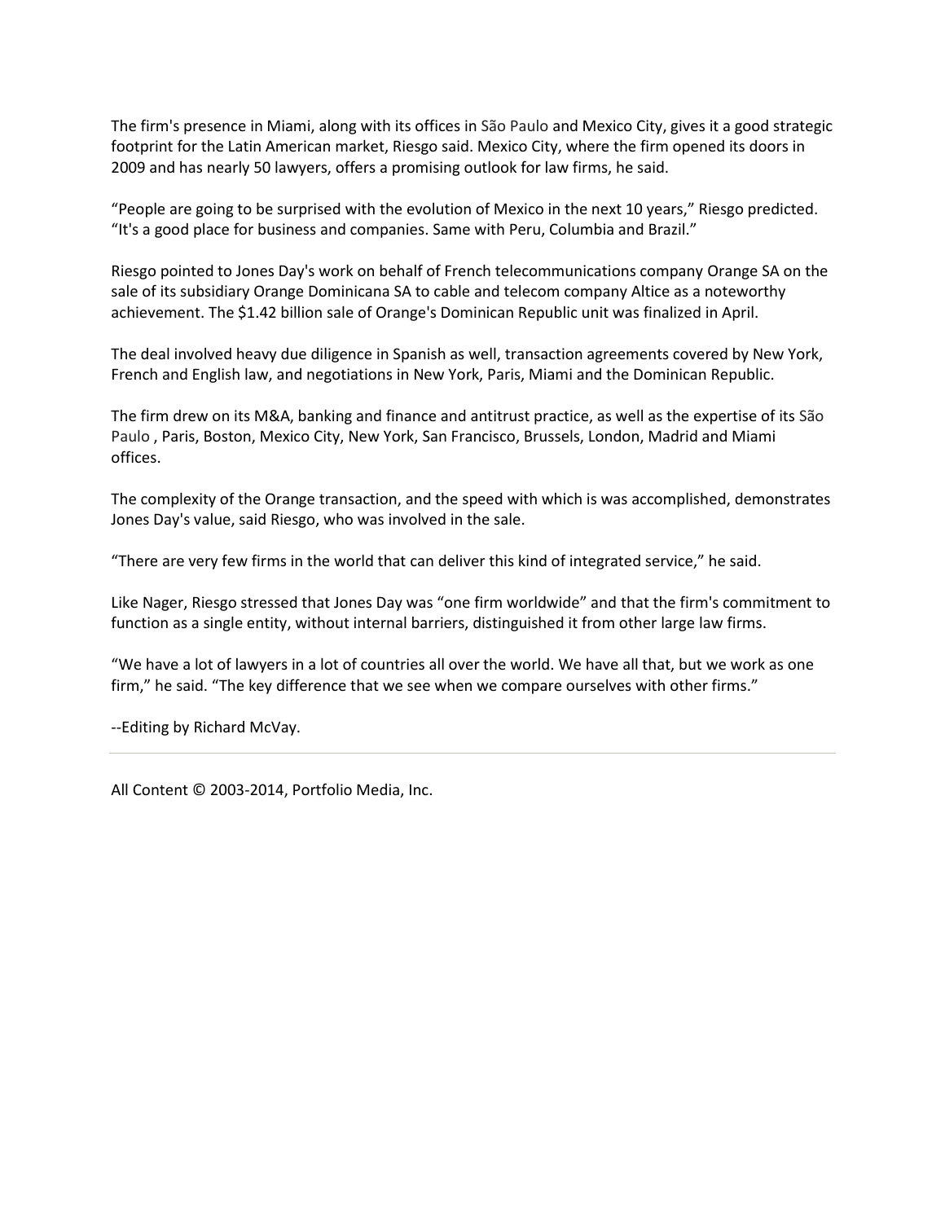The firm's presence in Miami, along with its offices in São Paulo and Mexico City, gives it a good strategic footprint for the Latin American market, Riesgo said. Mexico City, where the firm opened its doors in 2009 and has nearly 50 lawyers, offers a promising outlook for law firms, he said.

“People are going to be surprised with the evolution of Mexico in the next 10 years,” Riesgo predicted. “It's a good place for business and companies. Same with Peru, Columbia and Brazil.”

Riesgo pointed to Jones Day's work on behalf of French telecommunications company Orange SA on the sale of its subsidiary Orange Dominicana SA to cable and telecom company Altice as a noteworthy achievement. The $1.42 billion sale of Orange's Dominican Republic unit was finalized in April.

The deal involved heavy due diligence in Spanish as well, transaction agreements covered by New York, French and English law, and negotiations in New York, Paris, Miami and the Dominican Republic.

The firm drew on its M&A, banking and finance and antitrust practice, as well as the expertise of its São Paulo , Paris, Boston, Mexico City, New York, San Francisco, Brussels, London, Madrid and Miami offices.

The complexity of the Orange transaction, and the speed with which is was accomplished, demonstrates Jones Day's value, said Riesgo, who was involved in the sale.

“There are very few firms in the world that can deliver this kind of integrated service,” he said.

Like Nager, Riesgo stressed that Jones Day was “one firm worldwide” and that the firm's commitment to function as a single entity, without internal barriers, distinguished it from other large law firms.

“We have a lot of lawyers in a lot of countries all over the world. We have all that, but we work as one firm,” he said. “The key difference that we see when we compare ourselves with other firms.”

--Editing by Richard McVay.

---

All Content © 2003-2014, Portfolio Media, Inc.